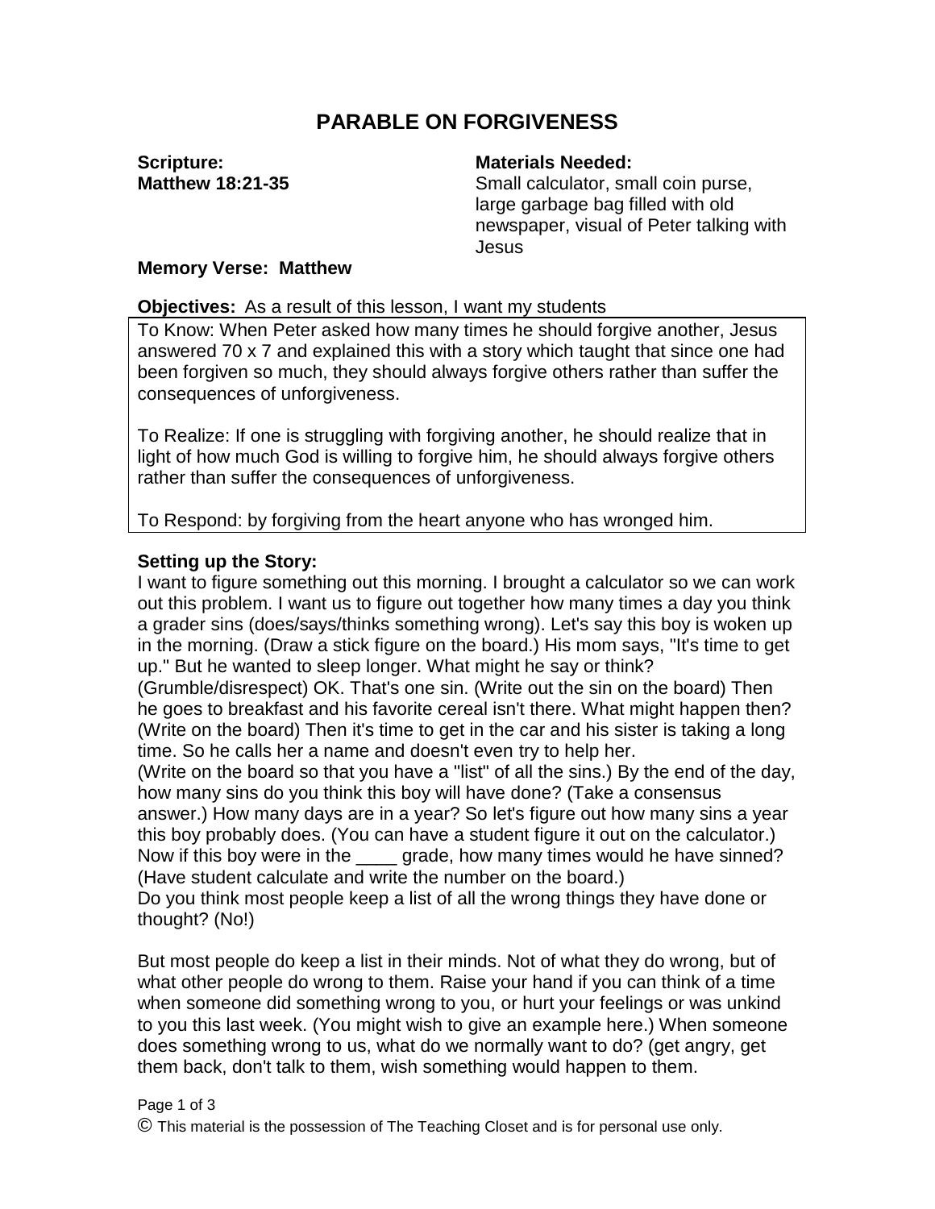# PARABLE ON FORGIVENESS

**Scripture:**
**Matthew 18:21-35**

**Materials Needed:**
Small calculator, small coin purse, large garbage bag filled with old newspaper, visual of Peter talking with Jesus

**Memory Verse: Matthew**

**Objectives:** As a result of this lesson, I want my students

To Know: When Peter asked how many times he should forgive another, Jesus answered 70 x 7 and explained this with a story which taught that since one had been forgiven so much, they should always forgive others rather than suffer the consequences of unforgiveness.

To Realize: If one is struggling with forgiving another, he should realize that in light of how much God is willing to forgive him, he should always forgive others rather than suffer the consequences of unforgiveness.

To Respond: by forgiving from the heart anyone who has wronged him.

**Setting up the Story:**
I want to figure something out this morning. I brought a calculator so we can work out this problem. I want us to figure out together how many times a day you think a grader sins (does/says/thinks something wrong). Let's say this boy is woken up in the morning. (Draw a stick figure on the board.) His mom says, "It's time to get up." But he wanted to sleep longer. What might he say or think? (Grumble/disrespect) OK. That's one sin. (Write out the sin on the board) Then he goes to breakfast and his favorite cereal isn't there. What might happen then? (Write on the board) Then it's time to get in the car and his sister is taking a long time. So he calls her a name and doesn't even try to help her.
(Write on the board so that you have a "list" of all the sins.) By the end of the day, how many sins do you think this boy will have done? (Take a consensus answer.) How many days are in a year? So let's figure out how many sins a year this boy probably does. (You can have a student figure it out on the calculator.) Now if this boy were in the ____ grade, how many times would he have sinned? (Have student calculate and write the number on the board.)
Do you think most people keep a list of all the wrong things they have done or thought? (No!)

But most people do keep a list in their minds. Not of what they do wrong, but of what other people do wrong to them. Raise your hand if you can think of a time when someone did something wrong to you, or hurt your feelings or was unkind to you this last week. (You might wish to give an example here.) When someone does something wrong to us, what do we normally want to do? (get angry, get them back, don't talk to them, wish something would happen to them.

© This material is the possession of The Teaching Closet and is for personal use only.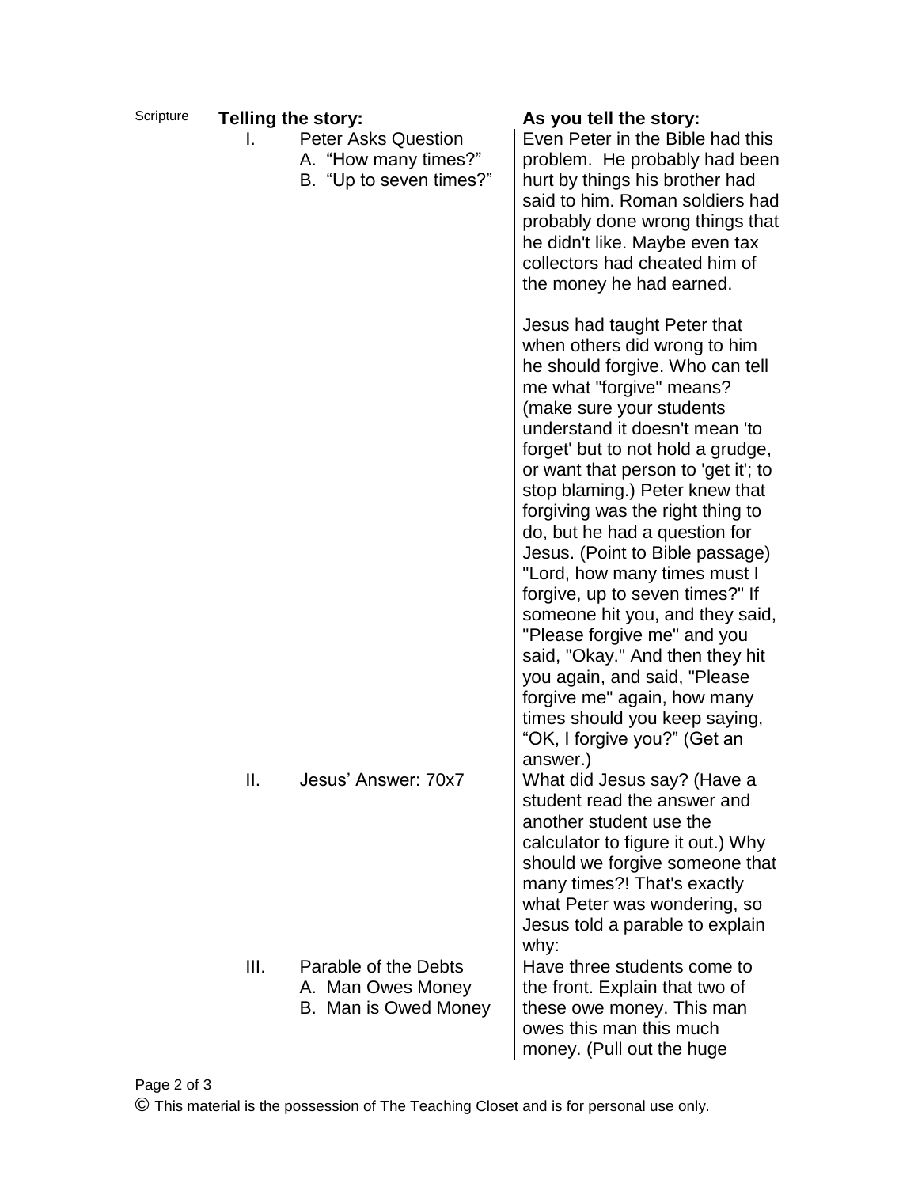| Scripture | Telling the story: | As you tell the story: |
|---|---|---|
| | I. Peter Asks Question<br>A. "How many times?"<br>B. "Up to seven times?" | Even Peter in the Bible had this problem. He probably had been hurt by things his brother had said to him. Roman soldiers had probably done wrong things that he didn't like. Maybe even tax collectors had cheated him of the money he had earned.<br><br>Jesus had taught Peter that when others did wrong to him he should forgive. Who can tell me what "forgive" means? (make sure your students understand it doesn't mean 'to forget' but to not hold a grudge, or want that person to 'get it'; to stop blaming.) Peter knew that forgiving was the right thing to do, but he had a question for Jesus. (Point to Bible passage) "Lord, how many times must I forgive, up to seven times?" If someone hit you, and they said, "Please forgive me" and you said, "Okay." And then they hit you again, and said, "Please forgive me" again, how many times should you keep saying, "OK, I forgive you?" (Get an answer.) |
| | II. Jesus' Answer: 70x7 | What did Jesus say? (Have a student read the answer and another student use the calculator to figure it out.) Why should we forgive someone that many times?! That's exactly what Peter was wondering, so Jesus told a parable to explain why: |
| | III. Parable of the Debts<br>A. Man Owes Money<br>B. Man is Owed Money | Have three students come to the front. Explain that two of these owe money. This man owes this man this much money. (Pull out the huge |

© This material is the possession of The Teaching Closet and is for personal use only.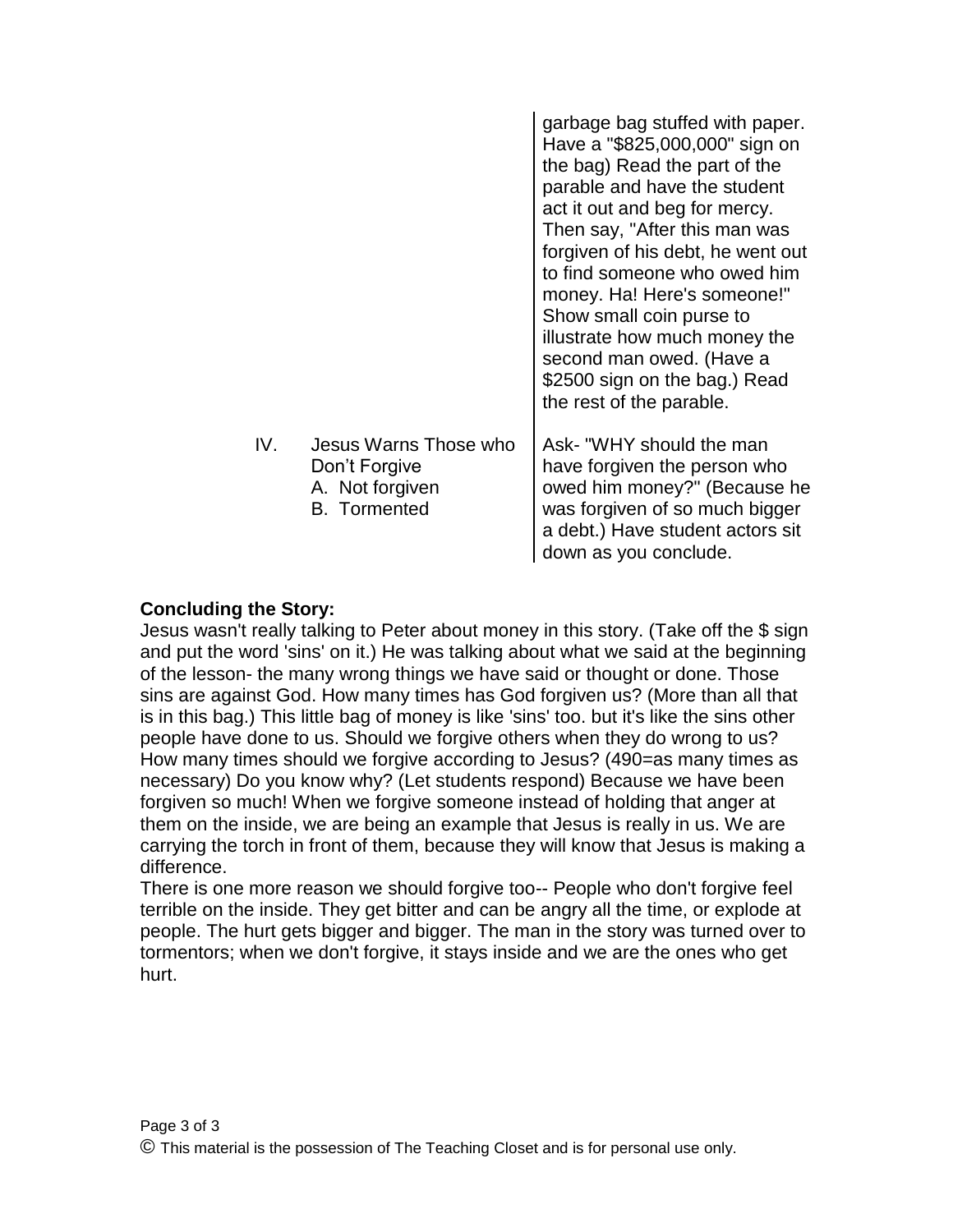| | |
|---|---|
| | garbage bag stuffed with paper. Have a "$825,000,000" sign on the bag) Read the part of the parable and have the student act it out and beg for mercy. Then say, "After this man was forgiven of his debt, he went out to find someone who owed him money. Ha! Here's someone!" Show small coin purse to illustrate how much money the second man owed. (Have a $2500 sign on the bag.) Read the rest of the parable. |
| IV. Jesus Warns Those who Don't Forgive<br>A. Not forgiven<br>B. Tormented | Ask- "WHY should the man have forgiven the person who owed him money?" (Because he was forgiven of so much bigger a debt.) Have student actors sit down as you conclude. |

**Concluding the Story:**

Jesus wasn't really talking to Peter about money in this story. (Take off the $ sign and put the word 'sins' on it.) He was talking about what we said at the beginning of the lesson- the many wrong things we have said or thought or done. Those sins are against God. How many times has God forgiven us? (More than all that is in this bag.) This little bag of money is like 'sins' too. but it's like the sins other people have done to us. Should we forgive others when they do wrong to us? How many times should we forgive according to Jesus? (490=as many times as necessary) Do you know why? (Let students respond) Because we have been forgiven so much! When we forgive someone instead of holding that anger at them on the inside, we are being an example that Jesus is really in us. We are carrying the torch in front of them, because they will know that Jesus is making a difference.

There is one more reason we should forgive too-- People who don't forgive feel terrible on the inside. They get bitter and can be angry all the time, or explode at people. The hurt gets bigger and bigger. The man in the story was turned over to tormentors; when we don't forgive, it stays inside and we are the ones who get hurt.

© This material is the possession of The Teaching Closet and is for personal use only.